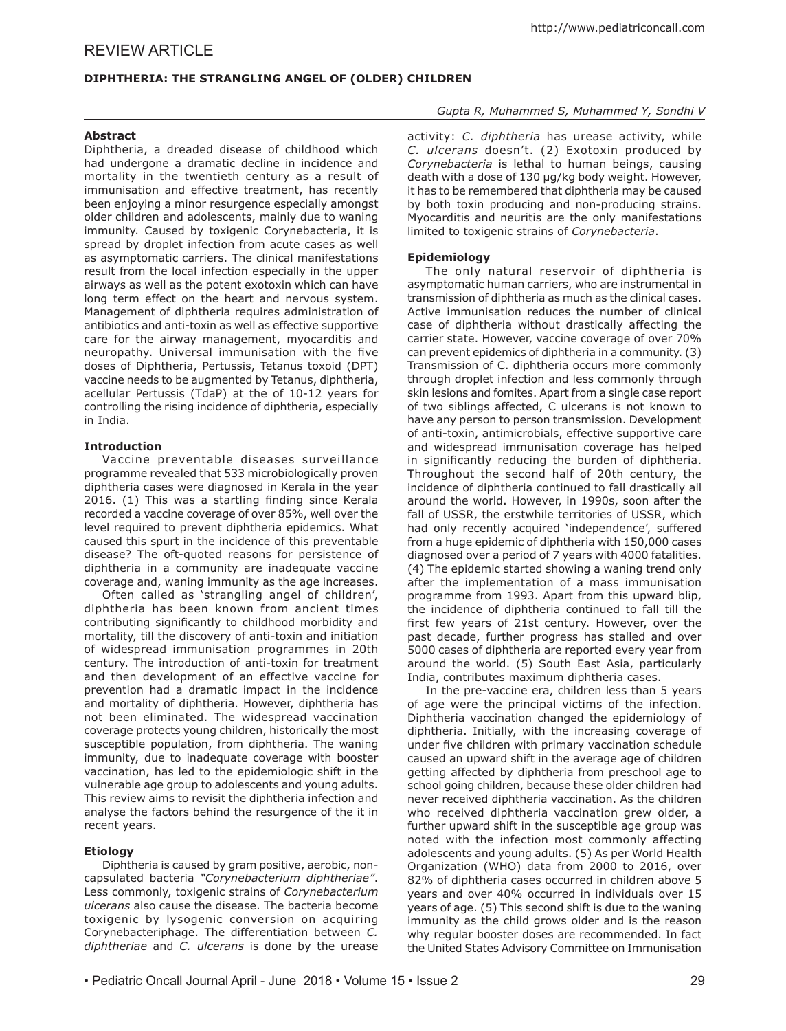REVIEW ARTICLE

# DIPHTHERIA: THE STRANGLING ANGEL OF (OLDER) CHILDREN

*Gupta R, Muhammed S, Muhammed Y, Sondhi V*

### Abstract

Diphtheria, a dreaded disease of childhood which had undergone a dramatic decline in incidence and mortality in the twentieth century as a result of immunisation and effective treatment, has recently been enjoying a minor resurgence especially amongst older children and adolescents, mainly due to waning immunity. Caused by toxigenic Corynebacteria, it is spread by droplet infection from acute cases as well as asymptomatic carriers. The clinical manifestations result from the local infection especially in the upper airways as well as the potent exotoxin which can have long term effect on the heart and nervous system. Management of diphtheria requires administration of antibiotics and anti-toxin as well as effective supportive care for the airway management, myocarditis and neuropathy. Universal immunisation with the five doses of Diphtheria, Pertussis, Tetanus toxoid (DPT) vaccine needs to be augmented by Tetanus, diphtheria, acellular Pertussis (TdaP) at the of 10-12 years for controlling the rising incidence of diphtheria, especially in India.

### Introduction

Vaccine preventable diseases surveillance programme revealed that 533 microbiologically proven diphtheria cases were diagnosed in Kerala in the year 2016. (1) This was a startling finding since Kerala recorded a vaccine coverage of over 85%, well over the level required to prevent diphtheria epidemics. What caused this spurt in the incidence of this preventable disease? The oft-quoted reasons for persistence of diphtheria in a community are inadequate vaccine coverage and, waning immunity as the age increases.

Often called as 'strangling angel of children', diphtheria has been known from ancient times contributing significantly to childhood morbidity and mortality, till the discovery of anti-toxin and initiation of widespread immunisation programmes in 20th century. The introduction of anti-toxin for treatment and then development of an effective vaccine for prevention had a dramatic impact in the incidence and mortality of diphtheria. However, diphtheria has not been eliminated. The widespread vaccination coverage protects young children, historically the most susceptible population, from diphtheria. The waning immunity, due to inadequate coverage with booster vaccination, has led to the epidemiologic shift in the vulnerable age group to adolescents and young adults. This review aims to revisit the diphtheria infection and analyse the factors behind the resurgence of the it in recent years.

### Etiology

Diphtheria is caused by gram positive, aerobic, non-capsulated bacteria *"Corynebacterium diphtheriae"*. Less commonly, toxigenic strains of *Corynebacterium ulcerans* also cause the disease. The bacteria become toxigenic by lysogenic conversion on acquiring Corynebacteriphage. The differentiation between *C. diphtheriae* and *C. ulcerans* is done by the urease activity: *C. diphtheria* has urease activity, while *C. ulcerans* doesn't. (2) Exotoxin produced by *Corynebacteria* is lethal to human beings, causing death with a dose of 130 μg/kg body weight. However, it has to be remembered that diphtheria may be caused by both toxin producing and non-producing strains. Myocarditis and neuritis are the only manifestations limited to toxigenic strains of *Corynebacteria*.

### Epidemiology

The only natural reservoir of diphtheria is asymptomatic human carriers, who are instrumental in transmission of diphtheria as much as the clinical cases. Active immunisation reduces the number of clinical case of diphtheria without drastically affecting the carrier state. However, vaccine coverage of over 70% can prevent epidemics of diphtheria in a community. (3) Transmission of C. diphtheria occurs more commonly through droplet infection and less commonly through skin lesions and fomites. Apart from a single case report of two siblings affected, C ulcerans is not known to have any person to person transmission. Development of anti-toxin, antimicrobials, effective supportive care and widespread immunisation coverage has helped in significantly reducing the burden of diphtheria. Throughout the second half of 20th century, the incidence of diphtheria continued to fall drastically all around the world. However, in 1990s, soon after the fall of USSR, the erstwhile territories of USSR, which had only recently acquired 'independence', suffered from a huge epidemic of diphtheria with 150,000 cases diagnosed over a period of 7 years with 4000 fatalities. (4) The epidemic started showing a waning trend only after the implementation of a mass immunisation programme from 1993. Apart from this upward blip, the incidence of diphtheria continued to fall till the first few years of 21st century. However, over the past decade, further progress has stalled and over 5000 cases of diphtheria are reported every year from around the world. (5) South East Asia, particularly India, contributes maximum diphtheria cases.

In the pre-vaccine era, children less than 5 years of age were the principal victims of the infection. Diphtheria vaccination changed the epidemiology of diphtheria. Initially, with the increasing coverage of under five children with primary vaccination schedule caused an upward shift in the average age of children getting affected by diphtheria from preschool age to school going children, because these older children had never received diphtheria vaccination. As the children who received diphtheria vaccination grew older, a further upward shift in the susceptible age group was noted with the infection most commonly affecting adolescents and young adults. (5) As per World Health Organization (WHO) data from 2000 to 2016, over 82% of diphtheria cases occurred in children above 5 years and over 40% occurred in individuals over 15 years of age. (5) This second shift is due to the waning immunity as the child grows older and is the reason why regular booster doses are recommended. In fact the United States Advisory Committee on Immunisation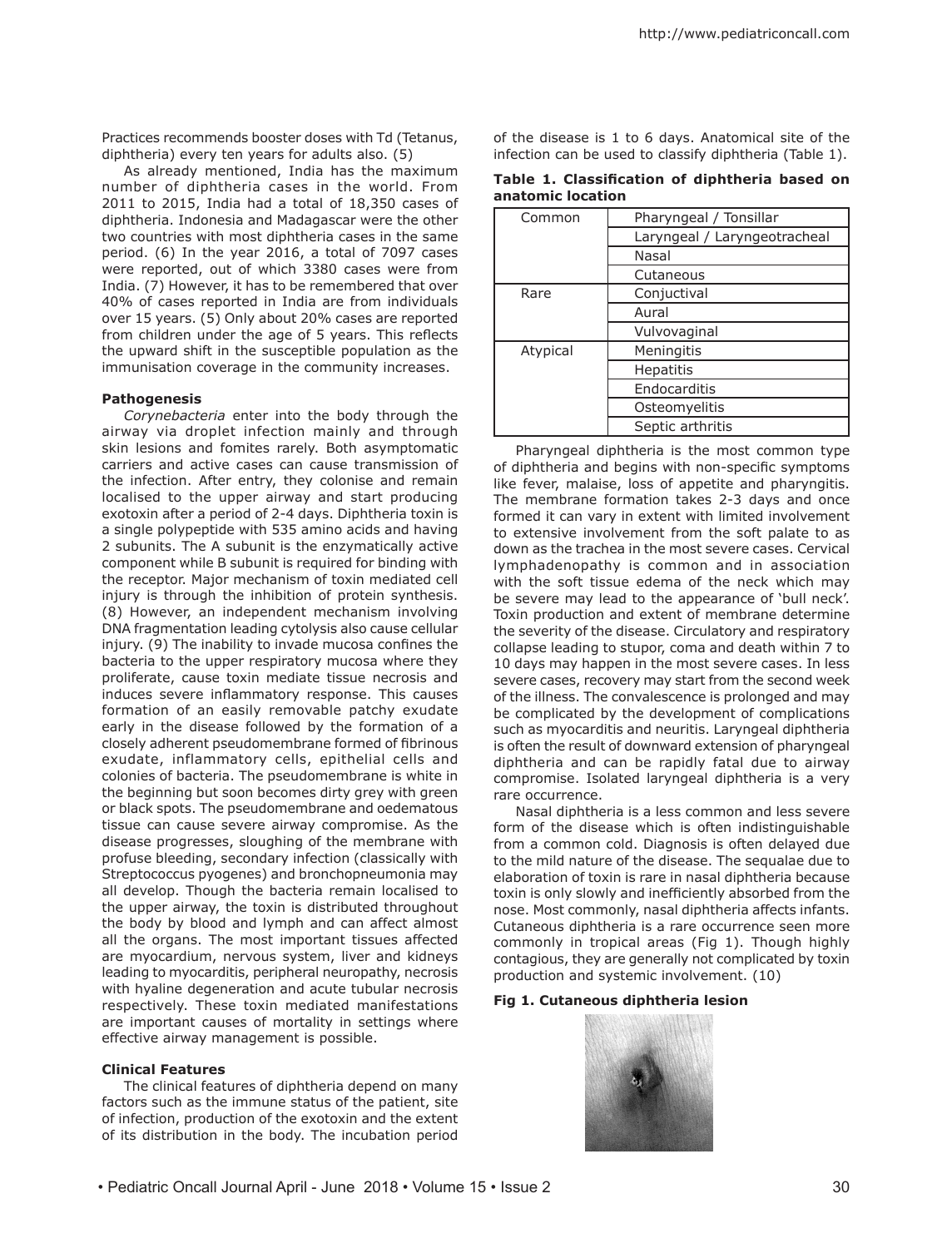Practices recommends booster doses with Td (Tetanus, diphtheria) every ten years for adults also. (5)

As already mentioned, India has the maximum number of diphtheria cases in the world. From 2011 to 2015, India had a total of 18,350 cases of diphtheria. Indonesia and Madagascar were the other two countries with most diphtheria cases in the same period. (6) In the year 2016, a total of 7097 cases were reported, out of which 3380 cases were from India. (7) However, it has to be remembered that over 40% of cases reported in India are from individuals over 15 years. (5) Only about 20% cases are reported from children under the age of 5 years. This reflects the upward shift in the susceptible population as the immunisation coverage in the community increases.

**Pathogenesis**

*Corynebacteria* enter into the body through the airway via droplet infection mainly and through skin lesions and fomites rarely. Both asymptomatic carriers and active cases can cause transmission of the infection. After entry, they colonise and remain localised to the upper airway and start producing exotoxin after a period of 2-4 days. Diphtheria toxin is a single polypeptide with 535 amino acids and having 2 subunits. The A subunit is the enzymatically active component while B subunit is required for binding with the receptor. Major mechanism of toxin mediated cell injury is through the inhibition of protein synthesis. (8) However, an independent mechanism involving DNA fragmentation leading cytolysis also cause cellular injury. (9) The inability to invade mucosa confines the bacteria to the upper respiratory mucosa where they proliferate, cause toxin mediate tissue necrosis and induces severe inflammatory response. This causes formation of an easily removable patchy exudate early in the disease followed by the formation of a closely adherent pseudomembrane formed of fibrinous exudate, inflammatory cells, epithelial cells and colonies of bacteria. The pseudomembrane is white in the beginning but soon becomes dirty grey with green or black spots. The pseudomembrane and oedematous tissue can cause severe airway compromise. As the disease progresses, sloughing of the membrane with profuse bleeding, secondary infection (classically with Streptococcus pyogenes) and bronchopneumonia may all develop. Though the bacteria remain localised to the upper airway, the toxin is distributed throughout the body by blood and lymph and can affect almost all the organs. The most important tissues affected are myocardium, nervous system, liver and kidneys leading to myocarditis, peripheral neuropathy, necrosis with hyaline degeneration and acute tubular necrosis respectively. These toxin mediated manifestations are important causes of mortality in settings where effective airway management is possible.

**Clinical Features**

The clinical features of diphtheria depend on many factors such as the immune status of the patient, site of infection, production of the exotoxin and the extent of its distribution in the body. The incubation period of the disease is 1 to 6 days. Anatomical site of the infection can be used to classify diphtheria (Table 1).

**Table 1. Classification of diphtheria based on anatomic location**

| | |
|---|---|
| Common | Pharyngeal / Tonsillar |
| | Laryngeal / Laryngeotracheal |
| | Nasal |
| | Cutaneous |
| Rare | Conjuctival |
| | Aural |
| | Vulvovaginal |
| Atypical | Meningitis |
| | Hepatitis |
| | Endocarditis |
| | Osteomyelitis |
| | Septic arthritis |

Pharyngeal diphtheria is the most common type of diphtheria and begins with non-specific symptoms like fever, malaise, loss of appetite and pharyngitis. The membrane formation takes 2-3 days and once formed it can vary in extent with limited involvement to extensive involvement from the soft palate to as down as the trachea in the most severe cases. Cervical lymphadenopathy is common and in association with the soft tissue edema of the neck which may be severe may lead to the appearance of 'bull neck'. Toxin production and extent of membrane determine the severity of the disease. Circulatory and respiratory collapse leading to stupor, coma and death within 7 to 10 days may happen in the most severe cases. In less severe cases, recovery may start from the second week of the illness. The convalescence is prolonged and may be complicated by the development of complications such as myocarditis and neuritis. Laryngeal diphtheria is often the result of downward extension of pharyngeal diphtheria and can be rapidly fatal due to airway compromise. Isolated laryngeal diphtheria is a very rare occurrence.

Nasal diphtheria is a less common and less severe form of the disease which is often indistinguishable from a common cold. Diagnosis is often delayed due to the mild nature of the disease. The sequalae due to elaboration of toxin is rare in nasal diphtheria because toxin is only slowly and inefficiently absorbed from the nose. Most commonly, nasal diphtheria affects infants. Cutaneous diphtheria is a rare occurrence seen more commonly in tropical areas (Fig 1). Though highly contagious, they are generally not complicated by toxin production and systemic involvement. (10)

**Fig 1. Cutaneous diphtheria lesion**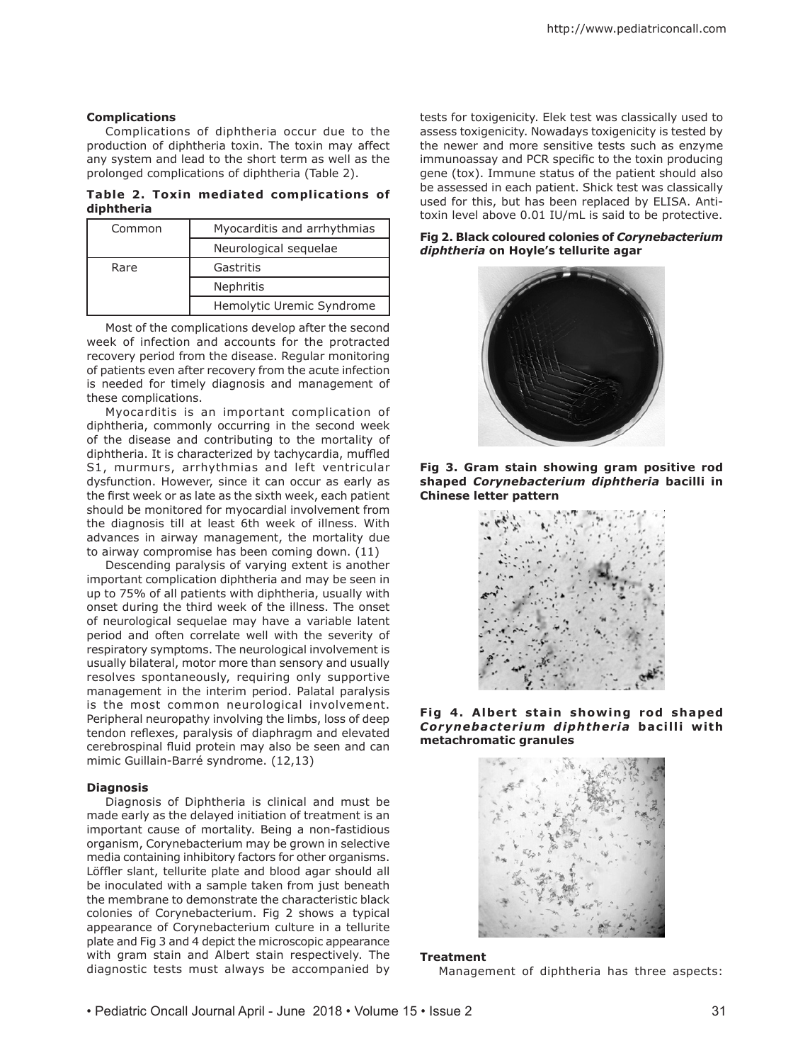### Complications

Complications of diphtheria occur due to the production of diphtheria toxin. The toxin may affect any system and lead to the short term as well as the prolonged complications of diphtheria (Table 2).

**Table 2. Toxin mediated complications of diphtheria**

| | |
|---|---|
| Common | Myocarditis and arrhythmias |
| | Neurological sequelae |
| Rare | Gastritis |
| | Nephritis |
| | Hemolytic Uremic Syndrome |

Most of the complications develop after the second week of infection and accounts for the protracted recovery period from the disease. Regular monitoring of patients even after recovery from the acute infection is needed for timely diagnosis and management of these complications.

Myocarditis is an important complication of diphtheria, commonly occurring in the second week of the disease and contributing to the mortality of diphtheria. It is characterized by tachycardia, muffled S1, murmurs, arrhythmias and left ventricular dysfunction. However, since it can occur as early as the first week or as late as the sixth week, each patient should be monitored for myocardial involvement from the diagnosis till at least 6th week of illness. With advances in airway management, the mortality due to airway compromise has been coming down. (11)

Descending paralysis of varying extent is another important complication diphtheria and may be seen in up to 75% of all patients with diphtheria, usually with onset during the third week of the illness. The onset of neurological sequelae may have a variable latent period and often correlate well with the severity of respiratory symptoms. The neurological involvement is usually bilateral, motor more than sensory and usually resolves spontaneously, requiring only supportive management in the interim period. Palatal paralysis is the most common neurological involvement. Peripheral neuropathy involving the limbs, loss of deep tendon reflexes, paralysis of diaphragm and elevated cerebrospinal fluid protein may also be seen and can mimic Guillain-Barré syndrome. (12,13)

### Diagnosis

Diagnosis of Diphtheria is clinical and must be made early as the delayed initiation of treatment is an important cause of mortality. Being a non-fastidious organism, Corynebacterium may be grown in selective media containing inhibitory factors for other organisms. Löffler slant, tellurite plate and blood agar should all be inoculated with a sample taken from just beneath the membrane to demonstrate the characteristic black colonies of Corynebacterium. Fig 2 shows a typical appearance of Corynebacterium culture in a tellurite plate and Fig 3 and 4 depict the microscopic appearance with gram stain and Albert stain respectively. The diagnostic tests must always be accompanied by tests for toxigenicity. Elek test was classically used to assess toxigenicity. Nowadays toxigenicity is tested by the newer and more sensitive tests such as enzyme immunoassay and PCR specific to the toxin producing gene (tox). Immune status of the patient should also be assessed in each patient. Shick test was classically used for this, but has been replaced by ELISA. Antitoxin level above 0.01 IU/mL is said to be protective.

**Fig 2. Black coloured colonies of *Corynebacterium diphtheria* on Hoyle's tellurite agar**

**Fig 3. Gram stain showing gram positive rod shaped *Corynebacterium diphtheria* bacilli in Chinese letter pattern**

**Fig 4. Albert stain showing rod shaped *Corynebacterium diphtheria* bacilli with metachromatic granules**

### Treatment

Management of diphtheria has three aspects: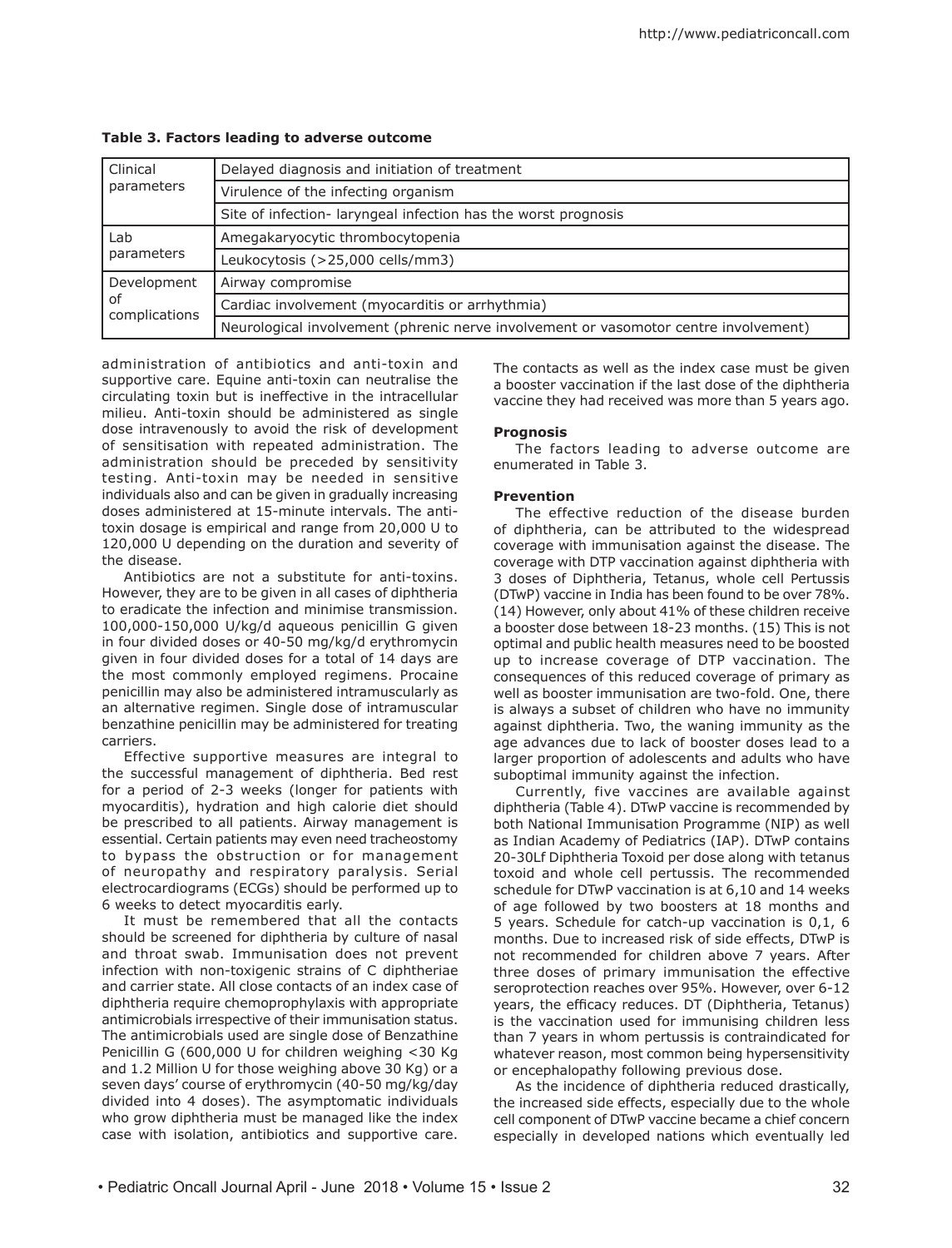**Table 3. Factors leading to adverse outcome**

| | |
|---|---|
| Clinical parameters | Delayed diagnosis and initiation of treatment |
| | Virulence of the infecting organism |
| | Site of infection- laryngeal infection has the worst prognosis |
| Lab parameters | Amegakaryocytic thrombocytopenia |
| | Leukocytosis (>25,000 cells/mm3) |
| Development of complications | Airway compromise |
| | Cardiac involvement (myocarditis or arrhythmia) |
| | Neurological involvement (phrenic nerve involvement or vasomotor centre involvement) |

administration of antibiotics and anti-toxin and supportive care. Equine anti-toxin can neutralise the circulating toxin but is ineffective in the intracellular milieu. Anti-toxin should be administered as single dose intravenously to avoid the risk of development of sensitisation with repeated administration. The administration should be preceded by sensitivity testing. Anti-toxin may be needed in sensitive individuals also and can be given in gradually increasing doses administered at 15-minute intervals. The anti-toxin dosage is empirical and range from 20,000 U to 120,000 U depending on the duration and severity of the disease.

Antibiotics are not a substitute for anti-toxins. However, they are to be given in all cases of diphtheria to eradicate the infection and minimise transmission. 100,000-150,000 U/kg/d aqueous penicillin G given in four divided doses or 40-50 mg/kg/d erythromycin given in four divided doses for a total of 14 days are the most commonly employed regimens. Procaine penicillin may also be administered intramuscularly as an alternative regimen. Single dose of intramuscular benzathine penicillin may be administered for treating carriers.

Effective supportive measures are integral to the successful management of diphtheria. Bed rest for a period of 2-3 weeks (longer for patients with myocarditis), hydration and high calorie diet should be prescribed to all patients. Airway management is essential. Certain patients may even need tracheostomy to bypass the obstruction or for management of neuropathy and respiratory paralysis. Serial electrocardiograms (ECGs) should be performed up to 6 weeks to detect myocarditis early.

It must be remembered that all the contacts should be screened for diphtheria by culture of nasal and throat swab. Immunisation does not prevent infection with non-toxigenic strains of C diphtheriae and carrier state. All close contacts of an index case of diphtheria require chemoprophylaxis with appropriate antimicrobials irrespective of their immunisation status. The antimicrobials used are single dose of Benzathine Penicillin G (600,000 U for children weighing <30 Kg and 1.2 Million U for those weighing above 30 Kg) or a seven days' course of erythromycin (40-50 mg/kg/day divided into 4 doses). The asymptomatic individuals who grow diphtheria must be managed like the index case with isolation, antibiotics and supportive care. The contacts as well as the index case must be given a booster vaccination if the last dose of the diphtheria vaccine they had received was more than 5 years ago.

**Prognosis**

The factors leading to adverse outcome are enumerated in Table 3.

**Prevention**

The effective reduction of the disease burden of diphtheria, can be attributed to the widespread coverage with immunisation against the disease. The coverage with DTP vaccination against diphtheria with 3 doses of Diphtheria, Tetanus, whole cell Pertussis (DTwP) vaccine in India has been found to be over 78%. (14) However, only about 41% of these children receive a booster dose between 18-23 months. (15) This is not optimal and public health measures need to be boosted up to increase coverage of DTP vaccination. The consequences of this reduced coverage of primary as well as booster immunisation are two-fold. One, there is always a subset of children who have no immunity against diphtheria. Two, the waning immunity as the age advances due to lack of booster doses lead to a larger proportion of adolescents and adults who have suboptimal immunity against the infection.

Currently, five vaccines are available against diphtheria (Table 4). DTwP vaccine is recommended by both National Immunisation Programme (NIP) as well as Indian Academy of Pediatrics (IAP). DTwP contains 20-30Lf Diphtheria Toxoid per dose along with tetanus toxoid and whole cell pertussis. The recommended schedule for DTwP vaccination is at 6,10 and 14 weeks of age followed by two boosters at 18 months and 5 years. Schedule for catch-up vaccination is 0,1, 6 months. Due to increased risk of side effects, DTwP is not recommended for children above 7 years. After three doses of primary immunisation the effective seroprotection reaches over 95%. However, over 6-12 years, the efficacy reduces. DT (Diphtheria, Tetanus) is the vaccination used for immunising children less than 7 years in whom pertussis is contraindicated for whatever reason, most common being hypersensitivity or encephalopathy following previous dose.

As the incidence of diphtheria reduced drastically, the increased side effects, especially due to the whole cell component of DTwP vaccine became a chief concern especially in developed nations which eventually led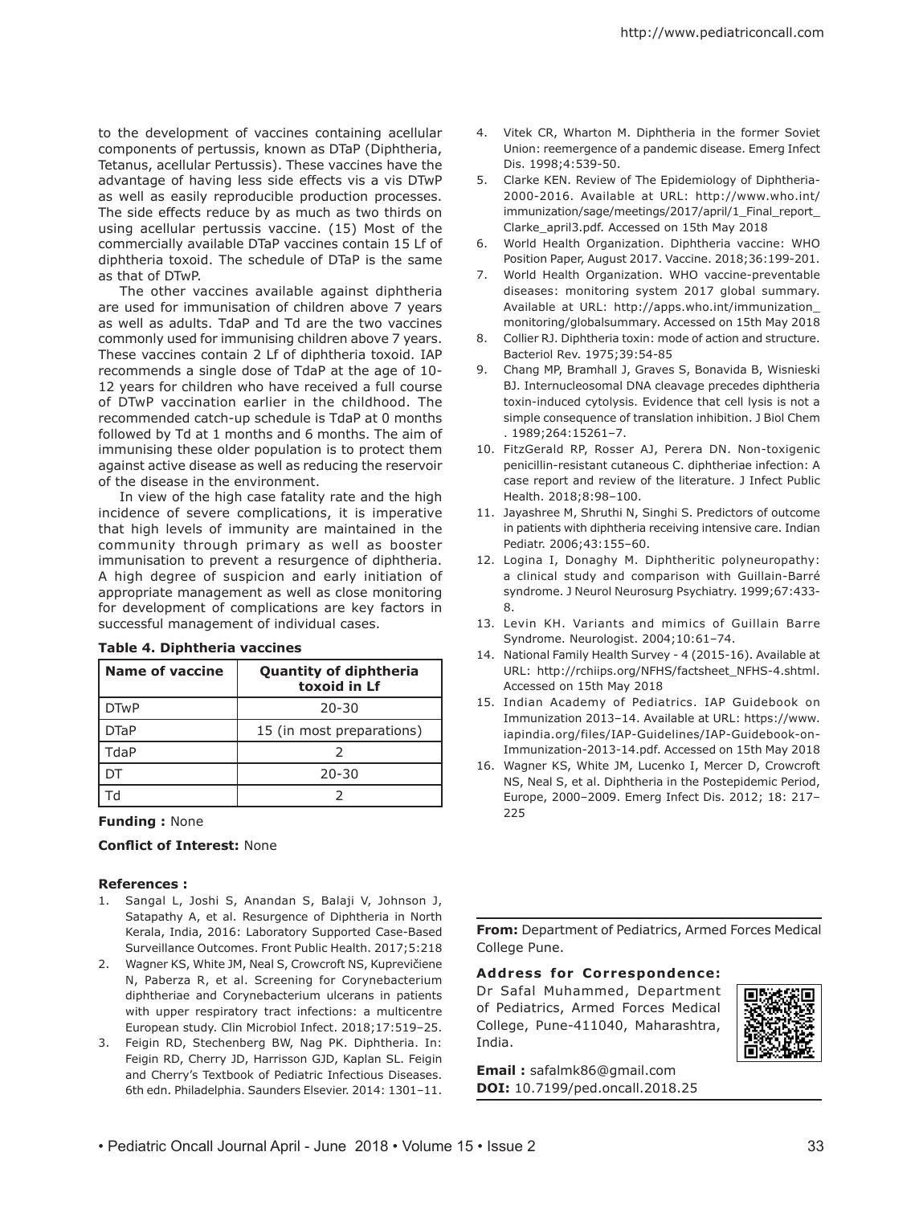to the development of vaccines containing acellular components of pertussis, known as DTaP (Diphtheria, Tetanus, acellular Pertussis). These vaccines have the advantage of having less side effects vis a vis DTwP as well as easily reproducible production processes. The side effects reduce by as much as two thirds on using acellular pertussis vaccine. (15) Most of the commercially available DTaP vaccines contain 15 Lf of diphtheria toxoid. The schedule of DTaP is the same as that of DTwP.

The other vaccines available against diphtheria are used for immunisation of children above 7 years as well as adults. TdaP and Td are the two vaccines commonly used for immunising children above 7 years. These vaccines contain 2 Lf of diphtheria toxoid. IAP recommends a single dose of TdaP at the age of 10-12 years for children who have received a full course of DTwP vaccination earlier in the childhood. The recommended catch-up schedule is TdaP at 0 months followed by Td at 1 months and 6 months. The aim of immunising these older population is to protect them against active disease as well as reducing the reservoir of the disease in the environment.

In view of the high case fatality rate and the high incidence of severe complications, it is imperative that high levels of immunity are maintained in the community through primary as well as booster immunisation to prevent a resurgence of diphtheria. A high degree of suspicion and early initiation of appropriate management as well as close monitoring for development of complications are key factors in successful management of individual cases.

**Table 4. Diphtheria vaccines**

| Name of vaccine | Quantity of diphtheria toxoid in Lf |
|---|---|
| DTwP | 20-30 |
| DTaP | 15 (in most preparations) |
| TdaP | 2 |
| DT | 20-30 |
| Td | 2 |

**Funding :** None

**Conflict of Interest:** None

**References :**

1. Sangal L, Joshi S, Anandan S, Balaji V, Johnson J, Satapathy A, et al. Resurgence of Diphtheria in North Kerala, India, 2016: Laboratory Supported Case-Based Surveillance Outcomes. Front Public Health. 2017;5:218
2. Wagner KS, White JM, Neal S, Crowcroft NS, Kuprevičiene N, Paberza R, et al. Screening for Corynebacterium diphtheriae and Corynebacterium ulcerans in patients with upper respiratory tract infections: a multicentre European study. Clin Microbiol Infect. 2018;17:519–25.
3. Feigin RD, Stechenberg BW, Nag PK. Diphtheria. In: Feigin RD, Cherry JD, Harrisson GJD, Kaplan SL. Feigin and Cherry's Textbook of Pediatric Infectious Diseases. 6th edn. Philadelphia. Saunders Elsevier. 2014: 1301–11.
4. Vitek CR, Wharton M. Diphtheria in the former Soviet Union: reemergence of a pandemic disease. Emerg Infect Dis. 1998;4:539-50.
5. Clarke KEN. Review of The Epidemiology of Diphtheria-2000-2016. Available at URL: http://www.who.int/immunization/sage/meetings/2017/april/1_Final_report_Clarke_april3.pdf. Accessed on 15th May 2018
6. World Health Organization. Diphtheria vaccine: WHO Position Paper, August 2017. Vaccine. 2018;36:199-201.
7. World Health Organization. WHO vaccine-preventable diseases: monitoring system 2017 global summary. Available at URL: http://apps.who.int/immunization_monitoring/globalsummary. Accessed on 15th May 2018
8. Collier RJ. Diphtheria toxin: mode of action and structure. Bacteriol Rev. 1975;39:54-85
9. Chang MP, Bramhall J, Graves S, Bonavida B, Wisnieski BJ. Internucleosomal DNA cleavage precedes diphtheria toxin-induced cytolysis. Evidence that cell lysis is not a simple consequence of translation inhibition. J Biol Chem . 1989;264:15261–7.
10. FitzGerald RP, Rosser AJ, Perera DN. Non-toxigenic penicillin-resistant cutaneous C. diphtheriae infection: A case report and review of the literature. J Infect Public Health. 2018;8:98–100.
11. Jayashree M, Shruthi N, Singhi S. Predictors of outcome in patients with diphtheria receiving intensive care. Indian Pediatr. 2006;43:155–60.
12. Logina I, Donaghy M. Diphtheritic polyneuropathy: a clinical study and comparison with Guillain-Barré syndrome. J Neurol Neurosurg Psychiatry. 1999;67:433-8.
13. Levin KH. Variants and mimics of Guillain Barre Syndrome. Neurologist. 2004;10:61–74.
14. National Family Health Survey - 4 (2015-16). Available at URL: http://rchiips.org/NFHS/factsheet_NFHS-4.shtml. Accessed on 15th May 2018
15. Indian Academy of Pediatrics. IAP Guidebook on Immunization 2013–14. Available at URL: https://www.iapindia.org/files/IAP-Guidelines/IAP-Guidebook-on-Immunization-2013-14.pdf. Accessed on 15th May 2018
16. Wagner KS, White JM, Lucenko I, Mercer D, Crowcroft NS, Neal S, et al. Diphtheria in the Postepidemic Period, Europe, 2000–2009. Emerg Infect Dis. 2012; 18: 217–225

**From:** Department of Pediatrics, Armed Forces Medical College Pune.

**Address for Correspondence:**
Dr Safal Muhammed, Department of Pediatrics, Armed Forces Medical College, Pune-411040, Maharashtra, India.

**Email :** safalmk86@gmail.com
**DOI:** 10.7199/ped.oncall.2018.25